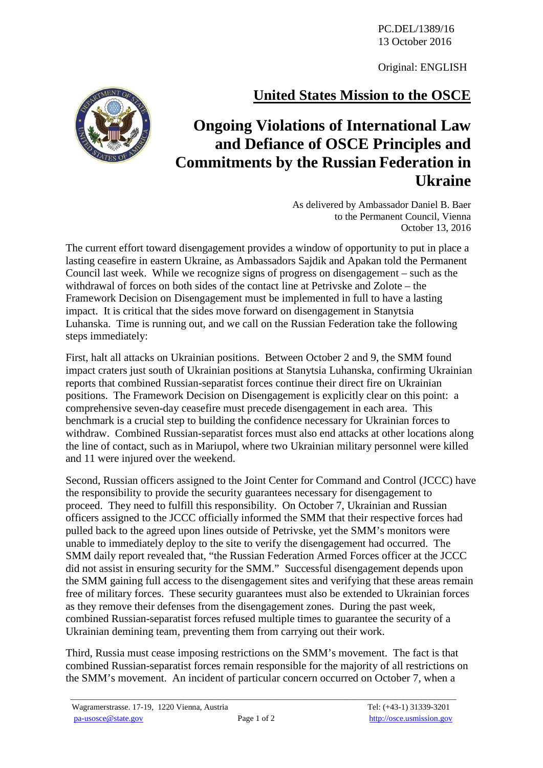PC.DEL/1389/16
13 October 2016

Original: ENGLISH

## United States Mission to the OSCE

# Ongoing Violations of International Law and Defiance of OSCE Principles and Commitments by the Russian Federation in Ukraine

As delivered by Ambassador Daniel B. Baer
to the Permanent Council, Vienna
October 13, 2016

The current effort toward disengagement provides a window of opportunity to put in place a lasting ceasefire in eastern Ukraine, as Ambassadors Sajdik and Apakan told the Permanent Council last week. While we recognize signs of progress on disengagement – such as the withdrawal of forces on both sides of the contact line at Petrivske and Zolote – the Framework Decision on Disengagement must be implemented in full to have a lasting impact. It is critical that the sides move forward on disengagement in Stanytsia Luhanska. Time is running out, and we call on the Russian Federation take the following steps immediately:

First, halt all attacks on Ukrainian positions. Between October 2 and 9, the SMM found impact craters just south of Ukrainian positions at Stanytsia Luhanska, confirming Ukrainian reports that combined Russian-separatist forces continue their direct fire on Ukrainian positions. The Framework Decision on Disengagement is explicitly clear on this point: a comprehensive seven-day ceasefire must precede disengagement in each area. This benchmark is a crucial step to building the confidence necessary for Ukrainian forces to withdraw. Combined Russian-separatist forces must also end attacks at other locations along the line of contact, such as in Mariupol, where two Ukrainian military personnel were killed and 11 were injured over the weekend.

Second, Russian officers assigned to the Joint Center for Command and Control (JCCC) have the responsibility to provide the security guarantees necessary for disengagement to proceed. They need to fulfill this responsibility. On October 7, Ukrainian and Russian officers assigned to the JCCC officially informed the SMM that their respective forces had pulled back to the agreed upon lines outside of Petrivske, yet the SMM's monitors were unable to immediately deploy to the site to verify the disengagement had occurred. The SMM daily report revealed that, "the Russian Federation Armed Forces officer at the JCCC did not assist in ensuring security for the SMM." Successful disengagement depends upon the SMM gaining full access to the disengagement sites and verifying that these areas remain free of military forces. These security guarantees must also be extended to Ukrainian forces as they remove their defenses from the disengagement zones. During the past week, combined Russian-separatist forces refused multiple times to guarantee the security of a Ukrainian demining team, preventing them from carrying out their work.

Third, Russia must cease imposing restrictions on the SMM's movement. The fact is that combined Russian-separatist forces remain responsible for the majority of all restrictions on the SMM's movement. An incident of particular concern occurred on October 7, when a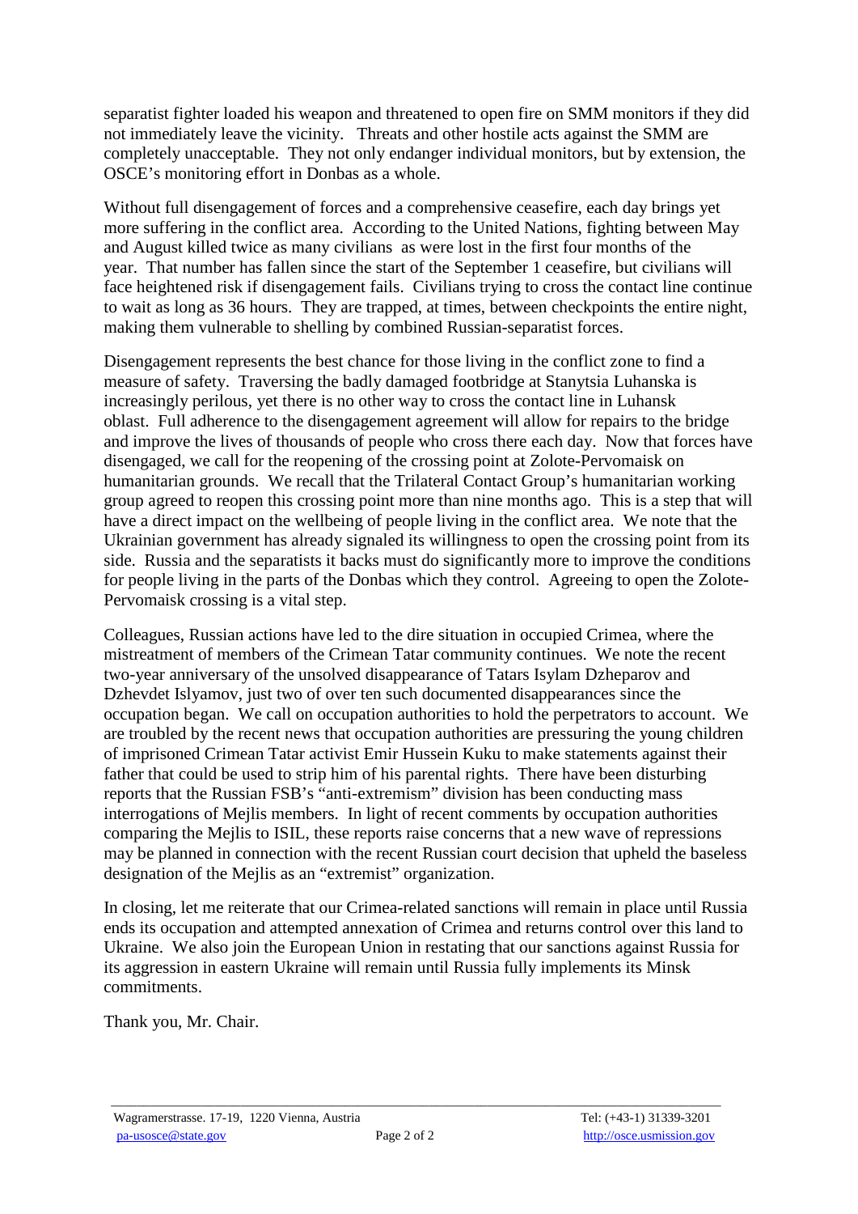separatist fighter loaded his weapon and threatened to open fire on SMM monitors if they did not immediately leave the vicinity. Threats and other hostile acts against the SMM are completely unacceptable. They not only endanger individual monitors, but by extension, the OSCE's monitoring effort in Donbas as a whole.

Without full disengagement of forces and a comprehensive ceasefire, each day brings yet more suffering in the conflict area. According to the United Nations, fighting between May and August killed twice as many civilians as were lost in the first four months of the year. That number has fallen since the start of the September 1 ceasefire, but civilians will face heightened risk if disengagement fails. Civilians trying to cross the contact line continue to wait as long as 36 hours. They are trapped, at times, between checkpoints the entire night, making them vulnerable to shelling by combined Russian-separatist forces.

Disengagement represents the best chance for those living in the conflict zone to find a measure of safety. Traversing the badly damaged footbridge at Stanytsia Luhanska is increasingly perilous, yet there is no other way to cross the contact line in Luhansk oblast. Full adherence to the disengagement agreement will allow for repairs to the bridge and improve the lives of thousands of people who cross there each day. Now that forces have disengaged, we call for the reopening of the crossing point at Zolote-Pervomaisk on humanitarian grounds. We recall that the Trilateral Contact Group's humanitarian working group agreed to reopen this crossing point more than nine months ago. This is a step that will have a direct impact on the wellbeing of people living in the conflict area. We note that the Ukrainian government has already signaled its willingness to open the crossing point from its side. Russia and the separatists it backs must do significantly more to improve the conditions for people living in the parts of the Donbas which they control. Agreeing to open the Zolote-Pervomaisk crossing is a vital step.

Colleagues, Russian actions have led to the dire situation in occupied Crimea, where the mistreatment of members of the Crimean Tatar community continues. We note the recent two-year anniversary of the unsolved disappearance of Tatars Isylam Dzheparov and Dzhevdet Islyamov, just two of over ten such documented disappearances since the occupation began. We call on occupation authorities to hold the perpetrators to account. We are troubled by the recent news that occupation authorities are pressuring the young children of imprisoned Crimean Tatar activist Emir Hussein Kuku to make statements against their father that could be used to strip him of his parental rights. There have been disturbing reports that the Russian FSB's "anti-extremism" division has been conducting mass interrogations of Mejlis members. In light of recent comments by occupation authorities comparing the Mejlis to ISIL, these reports raise concerns that a new wave of repressions may be planned in connection with the recent Russian court decision that upheld the baseless designation of the Mejlis as an "extremist" organization.

In closing, let me reiterate that our Crimea-related sanctions will remain in place until Russia ends its occupation and attempted annexation of Crimea and returns control over this land to Ukraine. We also join the European Union in restating that our sanctions against Russia for its aggression in eastern Ukraine will remain until Russia fully implements its Minsk commitments.

Thank you, Mr. Chair.